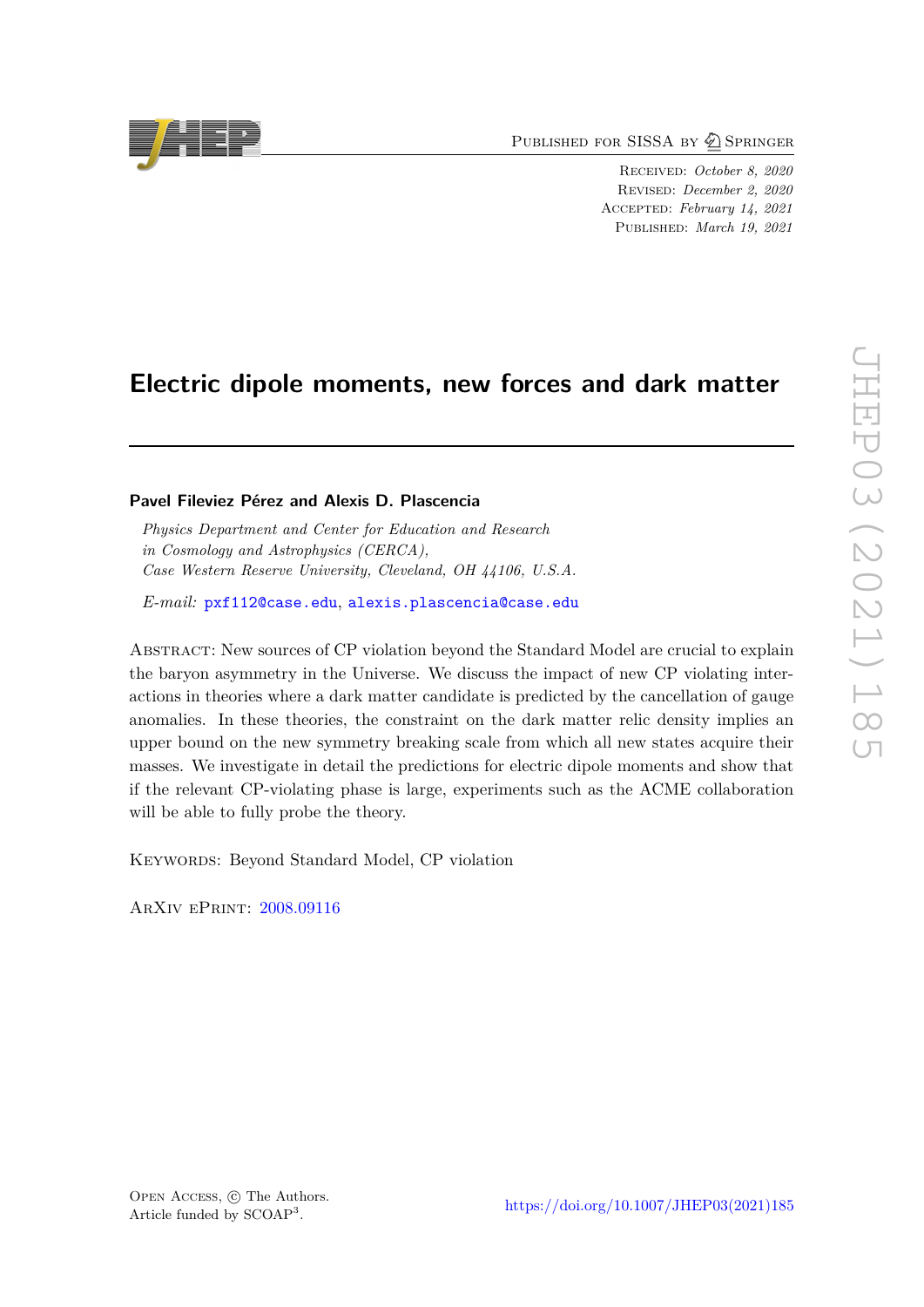Published for SISSA by Springer

Received: *October 8, 2020*
Revised: *December 2, 2020*
Accepted: *February 14, 2021*
Published: *March 19, 2021*

# Electric dipole moments, new forces and dark matter

**Pavel Fileviez Pérez and Alexis D. Plascencia**

*Physics Department and Center for Education and Research in Cosmology and Astrophysics (CERCA), Case Western Reserve University, Cleveland, OH 44106, U.S.A.*

*E-mail:* pxf112@case.edu, alexis.plascencia@case.edu

Abstract: New sources of CP violation beyond the Standard Model are crucial to explain the baryon asymmetry in the Universe. We discuss the impact of new CP violating interactions in theories where a dark matter candidate is predicted by the cancellation of gauge anomalies. In these theories, the constraint on the dark matter relic density implies an upper bound on the new symmetry breaking scale from which all new states acquire their masses. We investigate in detail the predictions for electric dipole moments and show that if the relevant CP-violating phase is large, experiments such as the ACME collaboration will be able to fully probe the theory.

Keywords: Beyond Standard Model, CP violation

ArXiv ePrint: 2008.09116

Open Access, © The Authors.
Article funded by SCOAP[3].

https://doi.org/10.1007/JHEP03(2021)185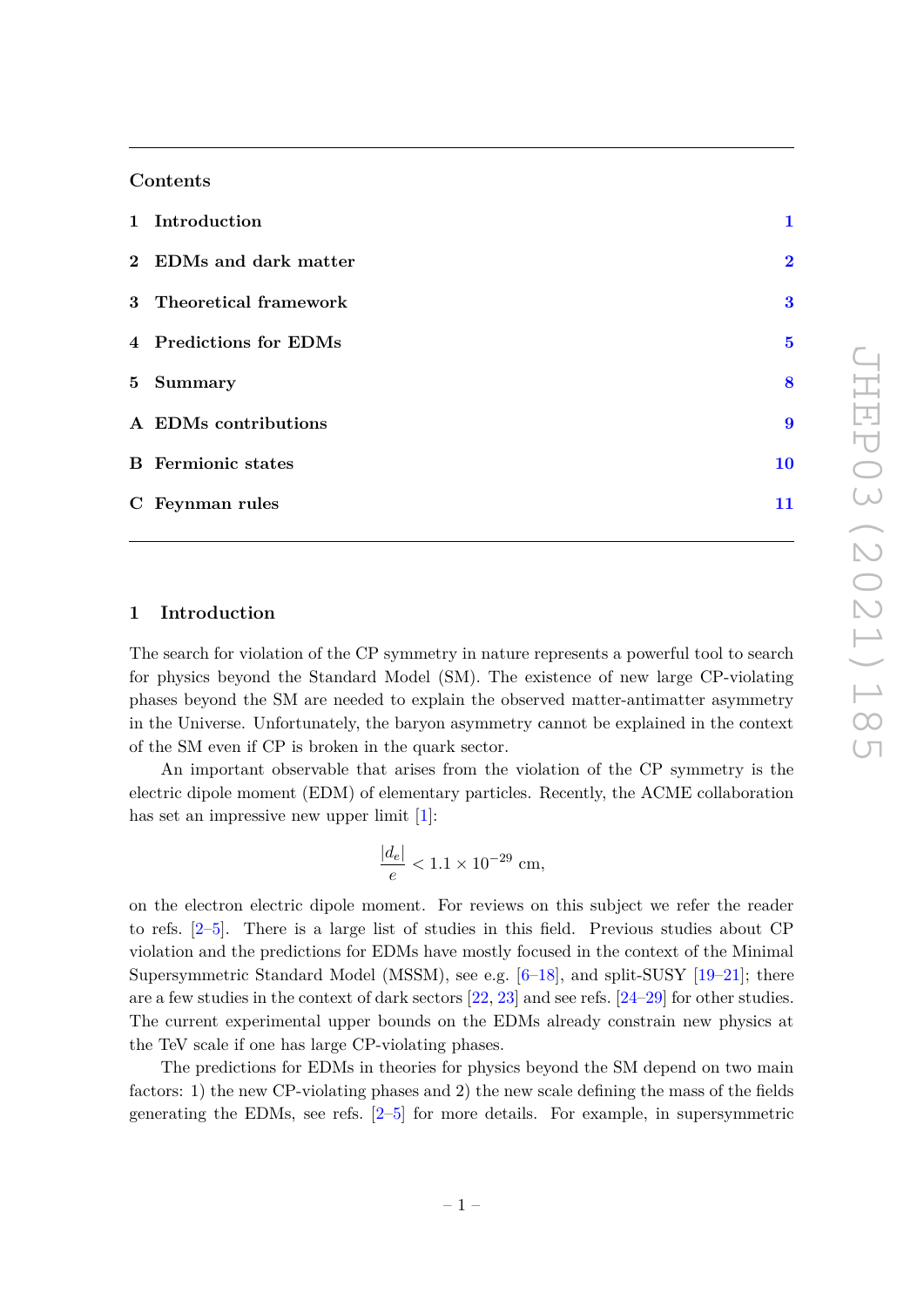## Contents

1 Introduction 1

2 EDMs and dark matter 2

3 Theoretical framework 3

4 Predictions for EDMs 5

5 Summary 8

A EDMs contributions 9

B Fermionic states 10

C Feynman rules 11

## 1 Introduction

The search for violation of the CP symmetry in nature represents a powerful tool to search for physics beyond the Standard Model (SM). The existence of new large CP-violating phases beyond the SM are needed to explain the observed matter-antimatter asymmetry in the Universe. Unfortunately, the baryon asymmetry cannot be explained in the context of the SM even if CP is broken in the quark sector.

An important observable that arises from the violation of the CP symmetry is the electric dipole moment (EDM) of elementary particles. Recently, the ACME collaboration has set an impressive new upper limit [1]:

$$\frac{|d_e|}{e} < 1.1 \times 10^{-29} \text{ cm},$$

on the electron electric dipole moment. For reviews on this subject we refer the reader to refs. [2–5]. There is a large list of studies in this field. Previous studies about CP violation and the predictions for EDMs have mostly focused in the context of the Minimal Supersymmetric Standard Model (MSSM), see e.g. [6–18], and split-SUSY [19–21]; there are a few studies in the context of dark sectors [22, 23] and see refs. [24–29] for other studies. The current experimental upper bounds on the EDMs already constrain new physics at the TeV scale if one has large CP-violating phases.

The predictions for EDMs in theories for physics beyond the SM depend on two main factors: 1) the new CP-violating phases and 2) the new scale defining the mass of the fields generating the EDMs, see refs. [2–5] for more details. For example, in supersymmetric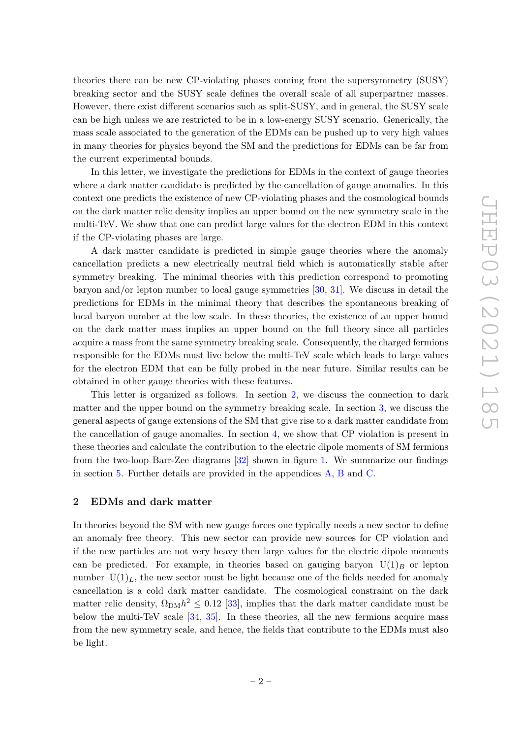theories there can be new CP-violating phases coming from the supersymmetry (SUSY) breaking sector and the SUSY scale defines the overall scale of all superpartner masses. However, there exist different scenarios such as split-SUSY, and in general, the SUSY scale can be high unless we are restricted to be in a low-energy SUSY scenario. Generically, the mass scale associated to the generation of the EDMs can be pushed up to very high values in many theories for physics beyond the SM and the predictions for EDMs can be far from the current experimental bounds.

In this letter, we investigate the predictions for EDMs in the context of gauge theories where a dark matter candidate is predicted by the cancellation of gauge anomalies. In this context one predicts the existence of new CP-violating phases and the cosmological bounds on the dark matter relic density implies an upper bound on the new symmetry scale in the multi-TeV. We show that one can predict large values for the electron EDM in this context if the CP-violating phases are large.

A dark matter candidate is predicted in simple gauge theories where the anomaly cancellation predicts a new electrically neutral field which is automatically stable after symmetry breaking. The minimal theories with this prediction correspond to promoting baryon and/or lepton number to local gauge symmetries [30, 31]. We discuss in detail the predictions for EDMs in the minimal theory that describes the spontaneous breaking of local baryon number at the low scale. In these theories, the existence of an upper bound on the dark matter mass implies an upper bound on the full theory since all particles acquire a mass from the same symmetry breaking scale. Consequently, the charged fermions responsible for the EDMs must live below the multi-TeV scale which leads to large values for the electron EDM that can be fully probed in the near future. Similar results can be obtained in other gauge theories with these features.

This letter is organized as follows. In section 2, we discuss the connection to dark matter and the upper bound on the symmetry breaking scale. In section 3, we discuss the general aspects of gauge extensions of the SM that give rise to a dark matter candidate from the cancellation of gauge anomalies. In section 4, we show that CP violation is present in these theories and calculate the contribution to the electric dipole moments of SM fermions from the two-loop Barr-Zee diagrams [32] shown in figure 1. We summarize our findings in section 5. Further details are provided in the appendices A, B and C.

## 2 EDMs and dark matter

In theories beyond the SM with new gauge forces one typically needs a new sector to define an anomaly free theory. This new sector can provide new sources for CP violation and if the new particles are not very heavy then large values for the electric dipole moments can be predicted. For example, in theories based on gauging baryon $\mathrm{U}(1)_B$ or lepton number $\mathrm{U}(1)_L$, the new sector must be light because one of the fields needed for anomaly cancellation is a cold dark matter candidate. The cosmological constraint on the dark matter relic density, $\Omega_{\mathrm{DM}} h^2 \leq 0.12$ [33], implies that the dark matter candidate must be below the multi-TeV scale [34, 35]. In these theories, all the new fermions acquire mass from the new symmetry scale, and hence, the fields that contribute to the EDMs must also be light.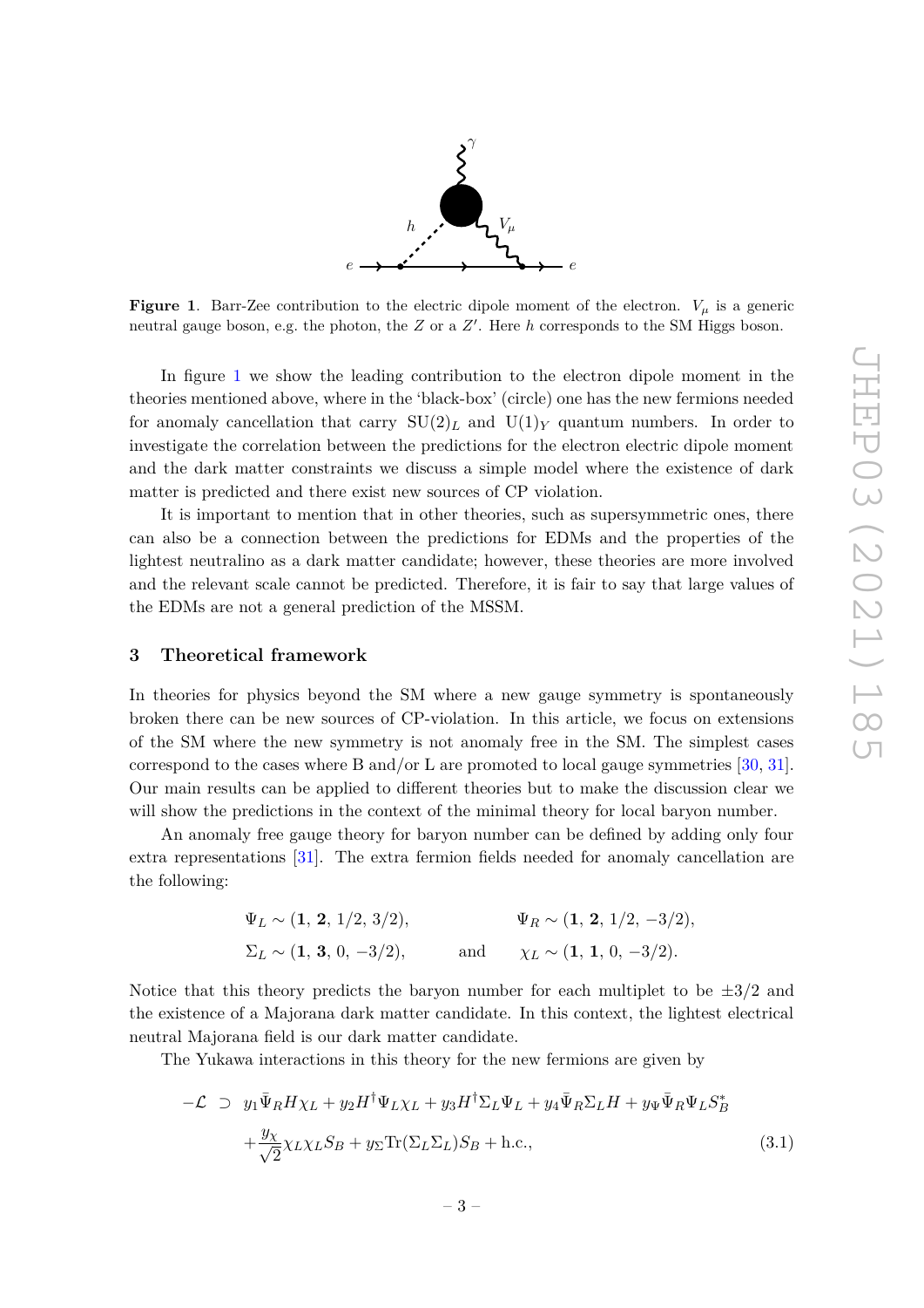**Figure 1**. Barr-Zee contribution to the electric dipole moment of the electron. $V_\mu$ is a generic neutral gauge boson, e.g. the photon, the $Z$ or a $Z'$. Here $h$ corresponds to the SM Higgs boson.

In figure 1 we show the leading contribution to the electron dipole moment in the theories mentioned above, where in the 'black-box' (circle) one has the new fermions needed for anomaly cancellation that carry $\mathrm{SU}(2)_L$ and $\mathrm{U}(1)_Y$ quantum numbers. In order to investigate the correlation between the predictions for the electron electric dipole moment and the dark matter constraints we discuss a simple model where the existence of dark matter is predicted and there exist new sources of CP violation.

It is important to mention that in other theories, such as supersymmetric ones, there can also be a connection between the predictions for EDMs and the properties of the lightest neutralino as a dark matter candidate; however, these theories are more involved and the relevant scale cannot be predicted. Therefore, it is fair to say that large values of the EDMs are not a general prediction of the MSSM.

## 3 Theoretical framework

In theories for physics beyond the SM where a new gauge symmetry is spontaneously broken there can be new sources of CP-violation. In this article, we focus on extensions of the SM where the new symmetry is not anomaly free in the SM. The simplest cases correspond to the cases where B and/or L are promoted to local gauge symmetries [30, 31]. Our main results can be applied to different theories but to make the discussion clear we will show the predictions in the context of the minimal theory for local baryon number.

An anomaly free gauge theory for baryon number can be defined by adding only four extra representations [31]. The extra fermion fields needed for anomaly cancellation are the following:

$$\Psi_L \sim (\mathbf{1},\, \mathbf{2},\, 1/2,\, 3/2), \qquad \Psi_R \sim (\mathbf{1},\, \mathbf{2},\, 1/2,\, -3/2),$$
$$\Sigma_L \sim (\mathbf{1},\, \mathbf{3},\, 0,\, -3/2), \qquad \text{and} \qquad \chi_L \sim (\mathbf{1},\, \mathbf{1},\, 0,\, -3/2).$$

Notice that this theory predicts the baryon number for each multiplet to be $\pm 3/2$ and the existence of a Majorana dark matter candidate. In this context, the lightest electrical neutral Majorana field is our dark matter candidate.

The Yukawa interactions in this theory for the new fermions are given by

$$\begin{aligned}
-\mathcal{L} \;\supset\; & y_1 \bar{\Psi}_R H \chi_L + y_2 H^\dagger \Psi_L \chi_L + y_3 H^\dagger \Sigma_L \Psi_L + y_4 \bar{\Psi}_R \Sigma_L H + y_\Psi \bar{\Psi}_R \Psi_L S_B^* \\
& + \frac{y_\chi}{\sqrt{2}} \chi_L \chi_L S_B + y_\Sigma \mathrm{Tr}(\Sigma_L \Sigma_L) S_B + \text{h.c.},
\end{aligned} \tag{3.1}$$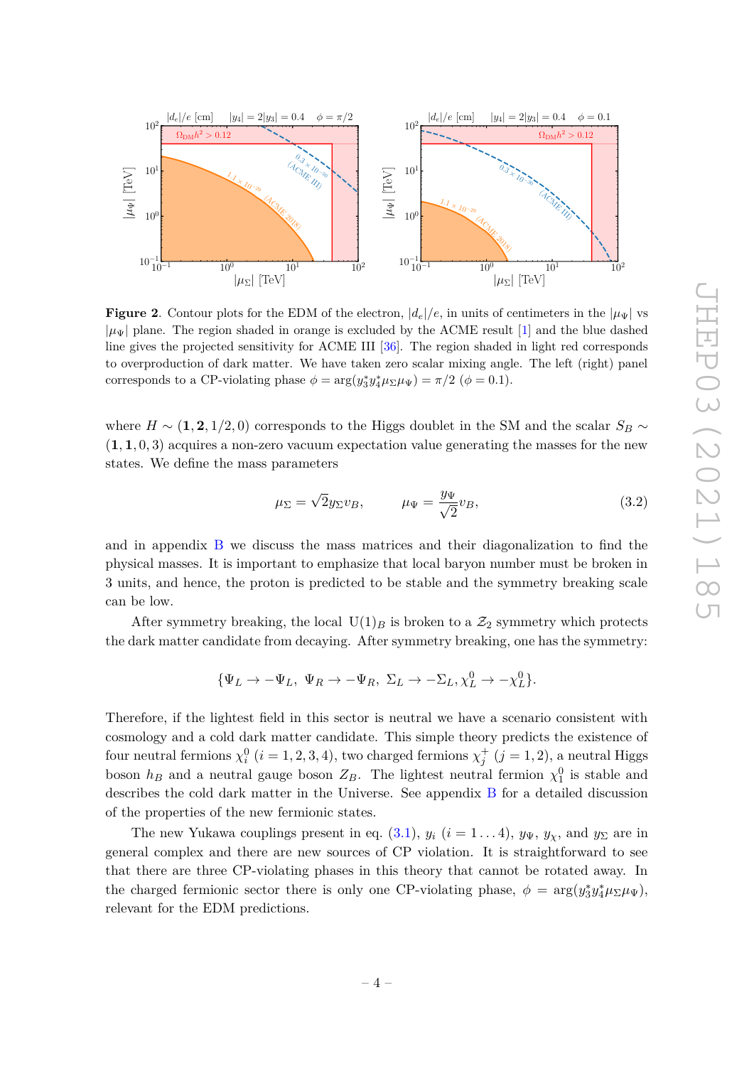**Figure 2**. Contour plots for the EDM of the electron, $|d_e|/e$, in units of centimeters in the $|\mu_\Psi|$ vs $|\mu_\Psi|$ plane. The region shaded in orange is excluded by the ACME result [1] and the blue dashed line gives the projected sensitivity for ACME III [36]. The region shaded in light red corresponds to overproduction of dark matter. We have taken zero scalar mixing angle. The left (right) panel corresponds to a CP-violating phase $\phi = \arg(y_3^* y_4^* \mu_\Sigma \mu_\Psi) = \pi/2$ ($\phi = 0.1$).

where $H \sim (\mathbf{1}, \mathbf{2}, 1/2, 0)$ corresponds to the Higgs doublet in the SM and the scalar $S_B \sim (\mathbf{1}, \mathbf{1}, 0, 3)$ acquires a non-zero vacuum expectation value generating the masses for the new states. We define the mass parameters

$$\mu_\Sigma = \sqrt{2} y_\Sigma v_B, \qquad \mu_\Psi = \frac{y_\Psi}{\sqrt{2}} v_B, \tag{3.2}$$

and in appendix B we discuss the mass matrices and their diagonalization to find the physical masses. It is important to emphasize that local baryon number must be broken in 3 units, and hence, the proton is predicted to be stable and the symmetry breaking scale can be low.

After symmetry breaking, the local $\mathrm{U}(1)_B$ is broken to a $\mathcal{Z}_2$ symmetry which protects the dark matter candidate from decaying. After symmetry breaking, one has the symmetry:

$$\{\Psi_L \to -\Psi_L,\ \Psi_R \to -\Psi_R,\ \Sigma_L \to -\Sigma_L, \chi_L^0 \to -\chi_L^0\}.$$

Therefore, if the lightest field in this sector is neutral we have a scenario consistent with cosmology and a cold dark matter candidate. This simple theory predicts the existence of four neutral fermions $\chi_i^0$ ($i = 1, 2, 3, 4$), two charged fermions $\chi_j^+$ ($j = 1, 2$), a neutral Higgs boson $h_B$ and a neutral gauge boson $Z_B$. The lightest neutral fermion $\chi_1^0$ is stable and describes the cold dark matter in the Universe. See appendix B for a detailed discussion of the properties of the new fermionic states.

The new Yukawa couplings present in eq. (3.1), $y_i$ ($i = 1 \ldots 4$), $y_\Psi$, $y_\chi$, and $y_\Sigma$ are in general complex and there are new sources of CP violation. It is straightforward to see that there are three CP-violating phases in this theory that cannot be rotated away. In the charged fermionic sector there is only one CP-violating phase, $\phi = \arg(y_3^* y_4^* \mu_\Sigma \mu_\Psi)$, relevant for the EDM predictions.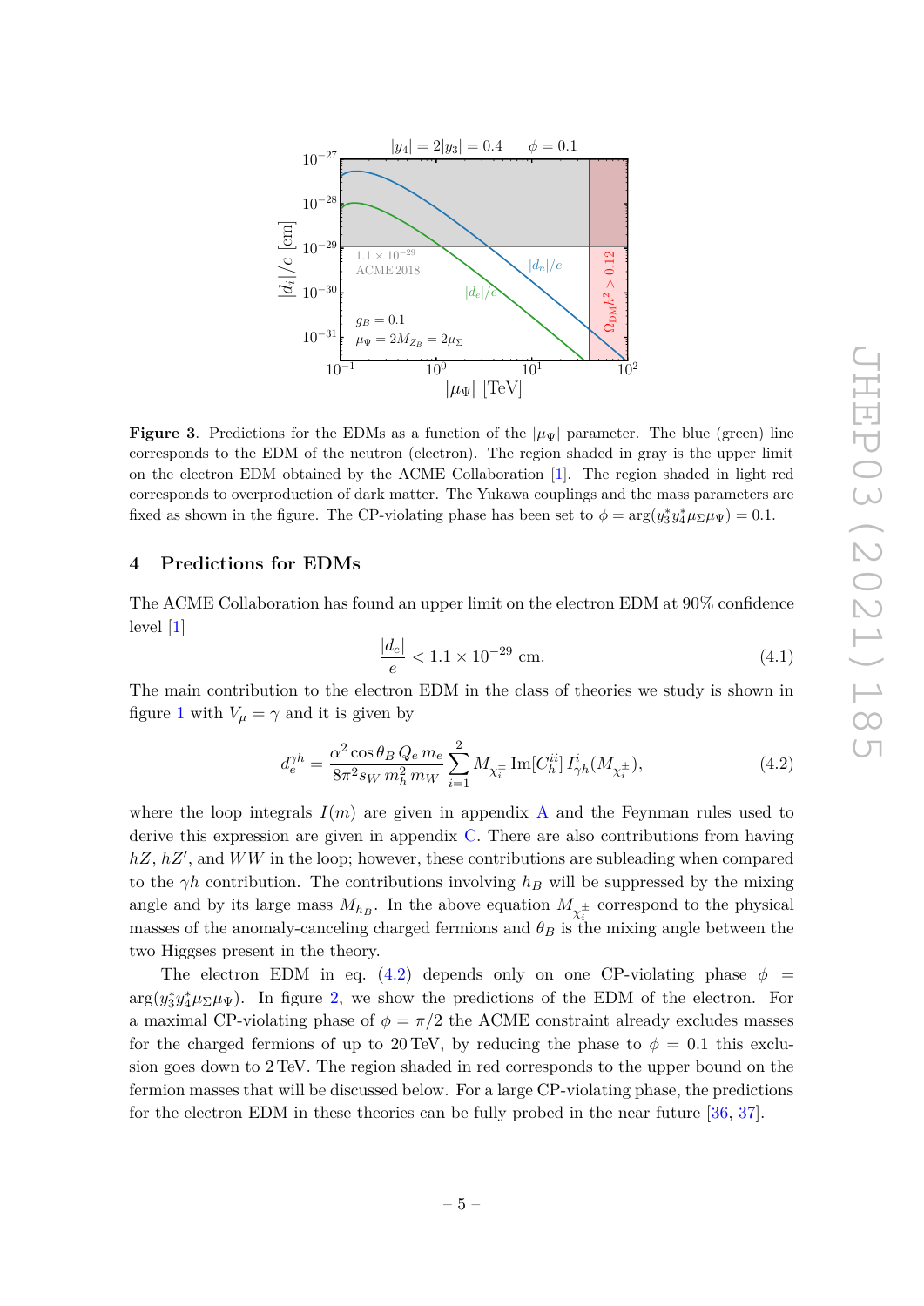**Figure 3**. Predictions for the EDMs as a function of the $|\mu_\Psi|$ parameter. The blue (green) line corresponds to the EDM of the neutron (electron). The region shaded in gray is the upper limit on the electron EDM obtained by the ACME Collaboration [1]. The region shaded in light red corresponds to overproduction of dark matter. The Yukawa couplings and the mass parameters are fixed as shown in the figure. The CP-violating phase has been set to $\phi = \arg(y_3^* y_4^* \mu_\Sigma \mu_\Psi) = 0.1$.

## 4 Predictions for EDMs

The ACME Collaboration has found an upper limit on the electron EDM at 90% confidence level [1]

$$\frac{|d_e|}{e} < 1.1 \times 10^{-29} \text{ cm}. \tag{4.1}$$

The main contribution to the electron EDM in the class of theories we study is shown in figure 1 with $V_\mu = \gamma$ and it is given by

$$d_e^{\gamma h} = \frac{\alpha^2 \cos\theta_B \, Q_e \, m_e}{8\pi^2 s_W \, m_h^2 \, m_W} \sum_{i=1}^{2} M_{\chi_i^\pm} \, \text{Im}[C_h^{ii}] \, I_{\gamma h}^i(M_{\chi_i^\pm}), \tag{4.2}$$

where the loop integrals $I(m)$ are given in appendix A and the Feynman rules used to derive this expression are given in appendix C. There are also contributions from having $hZ$, $hZ'$, and $WW$ in the loop; however, these contributions are subleading when compared to the $\gamma h$ contribution. The contributions involving $h_B$ will be suppressed by the mixing angle and by its large mass $M_{h_B}$. In the above equation $M_{\chi_i^\pm}$ correspond to the physical masses of the anomaly-canceling charged fermions and $\theta_B$ is the mixing angle between the two Higgses present in the theory.

The electron EDM in eq. (4.2) depends only on one CP-violating phase $\phi = \arg(y_3^* y_4^* \mu_\Sigma \mu_\Psi)$. In figure 2, we show the predictions of the EDM of the electron. For a maximal CP-violating phase of $\phi = \pi/2$ the ACME constraint already excludes masses for the charged fermions of up to 20 TeV, by reducing the phase to $\phi = 0.1$ this exclusion goes down to 2 TeV. The region shaded in red corresponds to the upper bound on the fermion masses that will be discussed below. For a large CP-violating phase, the predictions for the electron EDM in these theories can be fully probed in the near future [36, 37].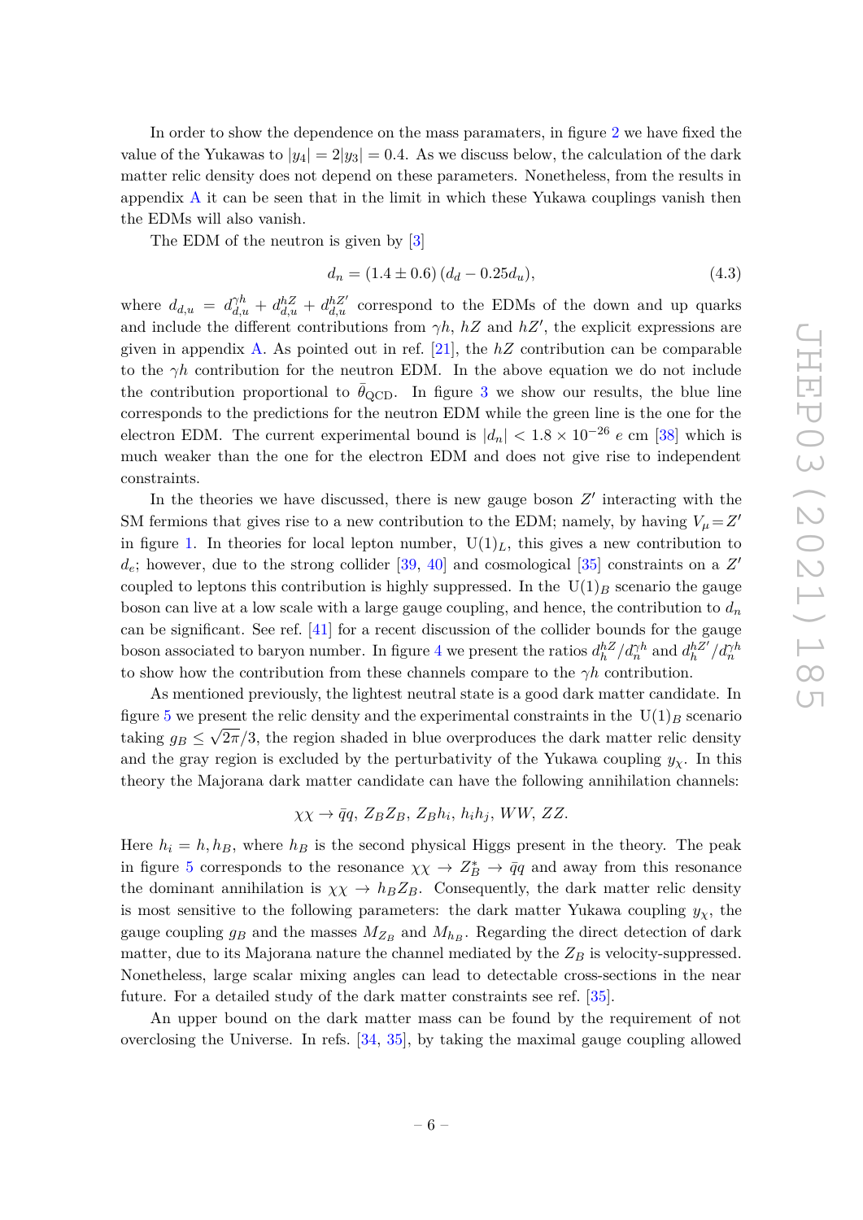In order to show the dependence on the mass paramaters, in figure 2 we have fixed the value of the Yukawas to $|y_4| = 2|y_3| = 0.4$. As we discuss below, the calculation of the dark matter relic density does not depend on these parameters. Nonetheless, from the results in appendix A it can be seen that in the limit in which these Yukawa couplings vanish then the EDMs will also vanish.

The EDM of the neutron is given by [3]

$$d_n = (1.4 \pm 0.6)\,(d_d - 0.25 d_u), \tag{4.3}$$

where $d_{d,u} = d_{d,u}^{\gamma h} + d_{d,u}^{hZ} + d_{d,u}^{hZ'}$ correspond to the EDMs of the down and up quarks and include the different contributions from $\gamma h$, $hZ$ and $hZ'$, the explicit expressions are given in appendix A. As pointed out in ref. [21], the $hZ$ contribution can be comparable to the $\gamma h$ contribution for the neutron EDM. In the above equation we do not include the contribution proportional to $\bar{\theta}_{\rm QCD}$. In figure 3 we show our results, the blue line corresponds to the predictions for the neutron EDM while the green line is the one for the electron EDM. The current experimental bound is $|d_n| < 1.8 \times 10^{-26}\; e$ cm [38] which is much weaker than the one for the electron EDM and does not give rise to independent constraints.

In the theories we have discussed, there is new gauge boson $Z'$ interacting with the SM fermions that gives rise to a new contribution to the EDM; namely, by having $V_\mu = Z'$ in figure 1. In theories for local lepton number, $\mathrm{U}(1)_L$, this gives a new contribution to $d_e$; however, due to the strong collider [39, 40] and cosmological [35] constraints on a $Z'$ coupled to leptons this contribution is highly suppressed. In the $\mathrm{U}(1)_B$ scenario the gauge boson can live at a low scale with a large gauge coupling, and hence, the contribution to $d_n$ can be significant. See ref. [41] for a recent discussion of the collider bounds for the gauge boson associated to baryon number. In figure 4 we present the ratios $d_h^{hZ}/d_n^{\gamma h}$ and $d_h^{hZ'}/d_n^{\gamma h}$ to show how the contribution from these channels compare to the $\gamma h$ contribution.

As mentioned previously, the lightest neutral state is a good dark matter candidate. In figure 5 we present the relic density and the experimental constraints in the $\mathrm{U}(1)_B$ scenario taking $g_B \leq \sqrt{2\pi}/3$, the region shaded in blue overproduces the dark matter relic density and the gray region is excluded by the perturbativity of the Yukawa coupling $y_\chi$. In this theory the Majorana dark matter candidate can have the following annihilation channels:

$$\chi\chi \to \bar{q}q,\; Z_B Z_B,\; Z_B h_i,\; h_i h_j,\; WW,\; ZZ.$$

Here $h_i = h, h_B$, where $h_B$ is the second physical Higgs present in the theory. The peak in figure 5 corresponds to the resonance $\chi\chi \to Z_B^* \to \bar{q}q$ and away from this resonance the dominant annihilation is $\chi\chi \to h_B Z_B$. Consequently, the dark matter relic density is most sensitive to the following parameters: the dark matter Yukawa coupling $y_\chi$, the gauge coupling $g_B$ and the masses $M_{Z_B}$ and $M_{h_B}$. Regarding the direct detection of dark matter, due to its Majorana nature the channel mediated by the $Z_B$ is velocity-suppressed. Nonetheless, large scalar mixing angles can lead to detectable cross-sections in the near future. For a detailed study of the dark matter constraints see ref. [35].

An upper bound on the dark matter mass can be found by the requirement of not overclosing the Universe. In refs. [34, 35], by taking the maximal gauge coupling allowed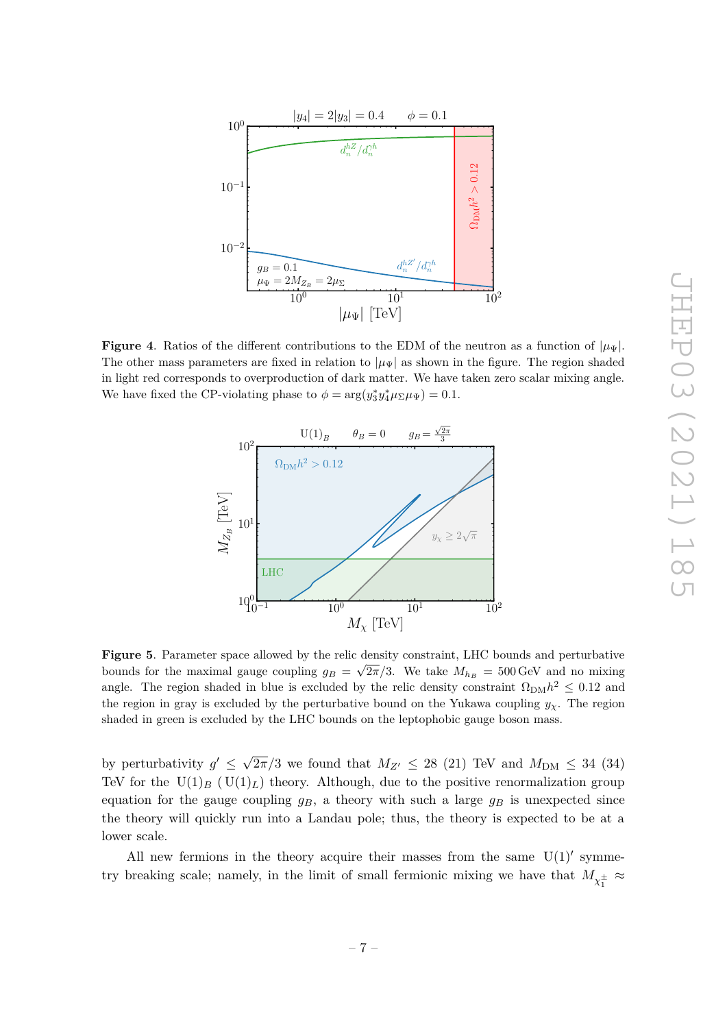**Figure 4**. Ratios of the different contributions to the EDM of the neutron as a function of $|\mu_\Psi|$. The other mass parameters are fixed in relation to $|\mu_\Psi|$ as shown in the figure. The region shaded in light red corresponds to overproduction of dark matter. We have taken zero scalar mixing angle. We have fixed the CP-violating phase to $\phi = \arg(y_3^* y_4^* \mu_\Sigma \mu_\Psi) = 0.1$.

**Figure 5**. Parameter space allowed by the relic density constraint, LHC bounds and perturbative bounds for the maximal gauge coupling $g_B = \sqrt{2\pi}/3$. We take $M_{h_B} = 500\,\text{GeV}$ and no mixing angle. The region shaded in blue is excluded by the relic density constraint $\Omega_{\rm DM}h^2 \leq 0.12$ and the region in gray is excluded by the perturbative bound on the Yukawa coupling $y_\chi$. The region shaded in green is excluded by the LHC bounds on the leptophobic gauge boson mass.

by perturbativity $g' \leq \sqrt{2\pi}/3$ we found that $M_{Z'} \leq 28$ (21) TeV and $M_{\rm DM} \leq 34$ (34) TeV for the $\mathrm{U}(1)_B$ ($\mathrm{U}(1)_L$) theory. Although, due to the positive renormalization group equation for the gauge coupling $g_B$, a theory with such a large $g_B$ is unexpected since the theory will quickly run into a Landau pole; thus, the theory is expected to be at a lower scale.

All new fermions in the theory acquire their masses from the same $\mathrm{U}(1)'$ symmetry breaking scale; namely, in the limit of small fermionic mixing we have that $M_{\chi_1^\pm} \approx$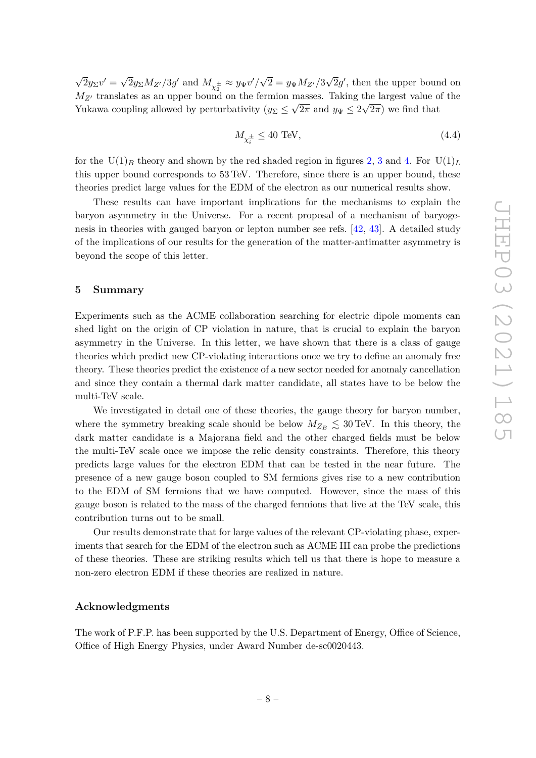$\sqrt{2}y_\Sigma v' = \sqrt{2}y_\Sigma M_{Z'}/3g'$ and $M_{\chi_2^\pm} \approx y_\Psi v'/\sqrt{2} = y_\Psi M_{Z'}/3\sqrt{2}g'$, then the upper bound on $M_{Z'}$ translates as an upper bound on the fermion masses. Taking the largest value of the Yukawa coupling allowed by perturbativity ($y_\Sigma \leq \sqrt{2\pi}$ and $y_\Psi \leq 2\sqrt{2\pi}$) we find that

$$M_{\chi_i^\pm} \leq 40 \text{ TeV}, \tag{4.4}$$

for the $\mathrm{U}(1)_B$ theory and shown by the red shaded region in figures 2, 3 and 4. For $\mathrm{U}(1)_L$ this upper bound corresponds to 53 TeV. Therefore, since there is an upper bound, these theories predict large values for the EDM of the electron as our numerical results show.

These results can have important implications for the mechanisms to explain the baryon asymmetry in the Universe. For a recent proposal of a mechanism of baryogenesis in theories with gauged baryon or lepton number see refs. [42, 43]. A detailed study of the implications of our results for the generation of the matter-antimatter asymmetry is beyond the scope of this letter.

## 5 Summary

Experiments such as the ACME collaboration searching for electric dipole moments can shed light on the origin of CP violation in nature, that is crucial to explain the baryon asymmetry in the Universe. In this letter, we have shown that there is a class of gauge theories which predict new CP-violating interactions once we try to define an anomaly free theory. These theories predict the existence of a new sector needed for anomaly cancellation and since they contain a thermal dark matter candidate, all states have to be below the multi-TeV scale.

We investigated in detail one of these theories, the gauge theory for baryon number, where the symmetry breaking scale should be below $M_{Z_B} \lesssim 30\,\text{TeV}$. In this theory, the dark matter candidate is a Majorana field and the other charged fields must be below the multi-TeV scale once we impose the relic density constraints. Therefore, this theory predicts large values for the electron EDM that can be tested in the near future. The presence of a new gauge boson coupled to SM fermions gives rise to a new contribution to the EDM of SM fermions that we have computed. However, since the mass of this gauge boson is related to the mass of the charged fermions that live at the TeV scale, this contribution turns out to be small.

Our results demonstrate that for large values of the relevant CP-violating phase, experiments that search for the EDM of the electron such as ACME III can probe the predictions of these theories. These are striking results which tell us that there is hope to measure a non-zero electron EDM if these theories are realized in nature.

### Acknowledgments

The work of P.F.P. has been supported by the U.S. Department of Energy, Office of Science, Office of High Energy Physics, under Award Number de-sc0020443.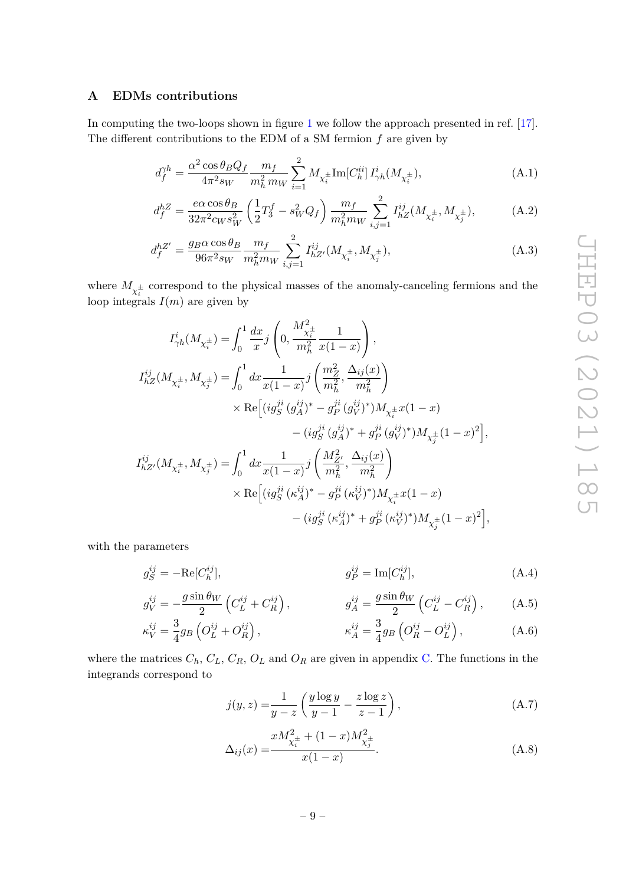## A EDMs contributions

In computing the two-loops shown in figure 1 we follow the approach presented in ref. [17]. The different contributions to the EDM of a SM fermion $f$ are given by

$$d_f^{\gamma h} = \frac{\alpha^2 \cos\theta_B Q_f}{4\pi^2 s_W} \frac{m_f}{m_h^2 m_W} \sum_{i=1}^{2} M_{\chi_i^\pm} \mathrm{Im}[C_h^{ii}] \, I_{\gamma h}^i(M_{\chi_i^\pm}), \tag{A.1}$$

$$d_f^{hZ} = \frac{e\alpha \cos\theta_B}{32\pi^2 c_W s_W^2} \left(\frac{1}{2}T_3^f - s_W^2 Q_f\right) \frac{m_f}{m_h^2 m_W} \sum_{i,j=1}^{2} I_{hZ}^{ij}(M_{\chi_i^\pm}, M_{\chi_j^\pm}), \tag{A.2}$$

$$d_f^{hZ'} = \frac{g_B \alpha \cos\theta_B}{96\pi^2 s_W} \frac{m_f}{m_h^2 m_W} \sum_{i,j=1}^{2} I_{hZ'}^{ij}(M_{\chi_i^\pm}, M_{\chi_j^\pm}), \tag{A.3}$$

where $M_{\chi_i^\pm}$ correspond to the physical masses of the anomaly-canceling fermions and the loop integrals $I(m)$ are given by

$$\begin{aligned}
I_{\gamma h}^i(M_{\chi_i^\pm}) &= \int_0^1 \frac{dx}{x} j\left(0, \frac{M_{\chi_i^\pm}^2}{m_h^2} \frac{1}{x(1-x)}\right), \\
I_{hZ}^{ij}(M_{\chi_i^\pm}, M_{\chi_j^\pm}) &= \int_0^1 dx \frac{1}{x(1-x)} j\left(\frac{m_Z^2}{m_h^2}, \frac{\Delta_{ij}(x)}{m_h^2}\right) \\
&\quad \times \mathrm{Re}\Big[(i g_S^{ji} \, (g_A^{ij})^* - g_P^{ji} \, (g_V^{ij})^*) M_{\chi_i^\pm} x(1-x) \\
&\qquad - (i g_S^{ji} \, (g_A^{ij})^* + g_P^{ji} \, (g_V^{ij})^*) M_{\chi_j^\pm} (1-x)^2\Big], \\
I_{hZ'}^{ij}(M_{\chi_i^\pm}, M_{\chi_j^\pm}) &= \int_0^1 dx \frac{1}{x(1-x)} j\left(\frac{M_{Z'}^2}{m_h^2}, \frac{\Delta_{ij}(x)}{m_h^2}\right) \\
&\quad \times \mathrm{Re}\Big[(i g_S^{ji} \, (\kappa_A^{ij})^* - g_P^{ji} \, (\kappa_V^{ij})^*) M_{\chi_i^\pm} x(1-x) \\
&\qquad - (i g_S^{ji} \, (\kappa_A^{ij})^* + g_P^{ji} \, (\kappa_V^{ij})^*) M_{\chi_j^\pm} (1-x)^2\Big],
\end{aligned}$$

with the parameters

$$g_S^{ij} = -\mathrm{Re}[C_h^{ij}], \qquad g_P^{ij} = \mathrm{Im}[C_h^{ij}], \tag{A.4}$$

$$g_V^{ij} = -\frac{g \sin\theta_W}{2}\left(C_L^{ij} + C_R^{ij}\right), \qquad g_A^{ij} = \frac{g \sin\theta_W}{2}\left(C_L^{ij} - C_R^{ij}\right), \tag{A.5}$$

$$\kappa_V^{ij} = \frac{3}{4} g_B \left(O_L^{ij} + O_R^{ij}\right), \qquad \kappa_A^{ij} = \frac{3}{4} g_B \left(O_R^{ij} - O_L^{ij}\right), \tag{A.6}$$

where the matrices $C_h$, $C_L$, $C_R$, $O_L$ and $O_R$ are given in appendix C. The functions in the integrands correspond to

$$j(y,z) = \frac{1}{y-z}\left(\frac{y \log y}{y-1} - \frac{z \log z}{z-1}\right), \tag{A.7}$$

$$\Delta_{ij}(x) = \frac{x M_{\chi_i^\pm}^2 + (1-x) M_{\chi_j^\pm}^2}{x(1-x)}. \tag{A.8}$$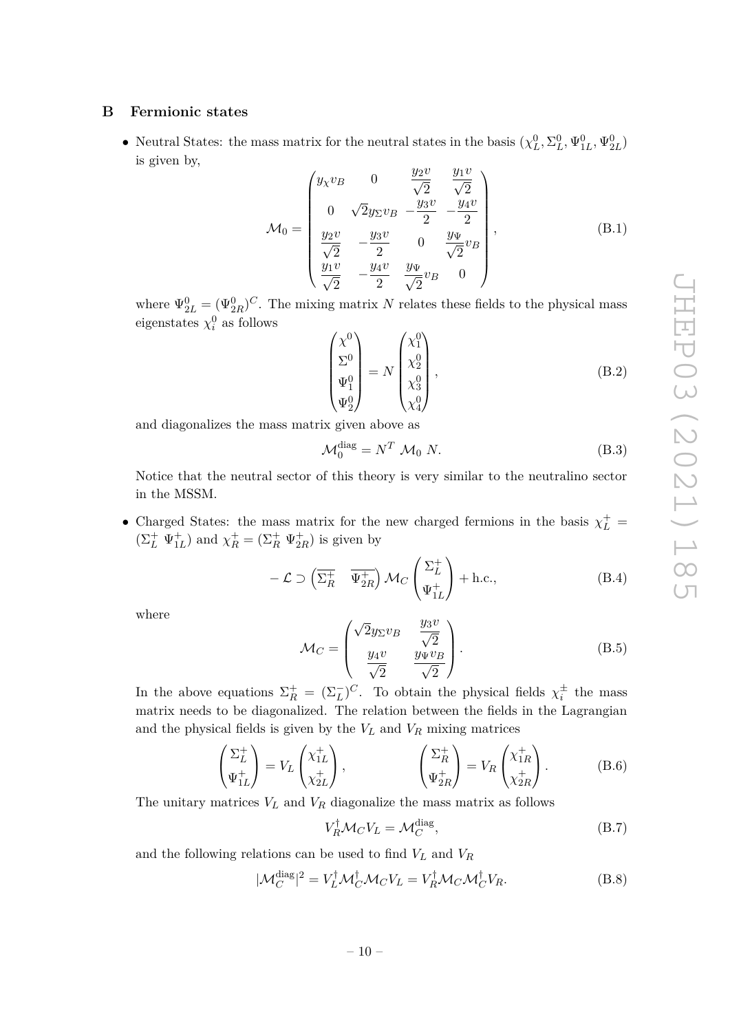# B Fermionic states

- Neutral States: the mass matrix for the neutral states in the basis $(\chi_L^0, \Sigma_L^0, \Psi_{1L}^0, \Psi_{2L}^0)$ is given by,

$$\mathcal{M}_0 = \begin{pmatrix} y_\chi v_B & 0 & \frac{y_2 v}{\sqrt{2}} & \frac{y_1 v}{\sqrt{2}} \\ 0 & \sqrt{2} y_\Sigma v_B & -\frac{y_3 v}{2} & -\frac{y_4 v}{2} \\ \frac{y_2 v}{\sqrt{2}} & -\frac{y_3 v}{2} & 0 & \frac{y_\Psi}{\sqrt{2}} v_B \\ \frac{y_1 v}{\sqrt{2}} & -\frac{y_4 v}{2} & \frac{y_\Psi}{\sqrt{2}} v_B & 0 \end{pmatrix}, \tag{B.1}$$

where $\Psi_{2L}^0 = (\Psi_{2R}^0)^C$. The mixing matrix $N$ relates these fields to the physical mass eigenstates $\chi_i^0$ as follows

$$\begin{pmatrix} \chi^0 \\ \Sigma^0 \\ \Psi_1^0 \\ \Psi_2^0 \end{pmatrix} = N \begin{pmatrix} \chi_1^0 \\ \chi_2^0 \\ \chi_3^0 \\ \chi_4^0 \end{pmatrix}, \tag{B.2}$$

and diagonalizes the mass matrix given above as

$$\mathcal{M}_0^{\text{diag}} = N^T \ \mathcal{M}_0 \ N. \tag{B.3}$$

Notice that the neutral sector of this theory is very similar to the neutralino sector in the MSSM.

- Charged States: the mass matrix for the new charged fermions in the basis $\chi_L^+ = (\Sigma_L^+ \ \Psi_{1L}^+)$ and $\chi_R^+ = (\Sigma_R^+ \ \Psi_{2R}^+)$ is given by

$$-\mathcal{L} \supset \begin{pmatrix} \overline{\Sigma_R^+} & \overline{\Psi_{2R}^+} \end{pmatrix} \mathcal{M}_C \begin{pmatrix} \Sigma_L^+ \\ \Psi_{1L}^+ \end{pmatrix} + \text{h.c.}, \tag{B.4}$$

where

$$\mathcal{M}_C = \begin{pmatrix} \sqrt{2} y_\Sigma v_B & \frac{y_3 v}{\sqrt{2}} \\ \frac{y_4 v}{\sqrt{2}} & \frac{y_\Psi v_B}{\sqrt{2}} \end{pmatrix}. \tag{B.5}$$

In the above equations $\Sigma_R^+ = (\Sigma_L^-)^C$. To obtain the physical fields $\chi_i^\pm$ the mass matrix needs to be diagonalized. The relation between the fields in the Lagrangian and the physical fields is given by the $V_L$ and $V_R$ mixing matrices

$$\begin{pmatrix} \Sigma_L^+ \\ \Psi_{1L}^+ \end{pmatrix} = V_L \begin{pmatrix} \chi_{1L}^+ \\ \chi_{2L}^+ \end{pmatrix}, \qquad \begin{pmatrix} \Sigma_R^+ \\ \Psi_{2R}^+ \end{pmatrix} = V_R \begin{pmatrix} \chi_{1R}^+ \\ \chi_{2R}^+ \end{pmatrix}. \tag{B.6}$$

The unitary matrices $V_L$ and $V_R$ diagonalize the mass matrix as follows

$$V_R^\dagger \mathcal{M}_C V_L = \mathcal{M}_C^{\text{diag}}, \tag{B.7}$$

and the following relations can be used to find $V_L$ and $V_R$

$$|\mathcal{M}_C^{\text{diag}}|^2 = V_L^\dagger \mathcal{M}_C^\dagger \mathcal{M}_C V_L = V_R^\dagger \mathcal{M}_C \mathcal{M}_C^\dagger V_R. \tag{B.8}$$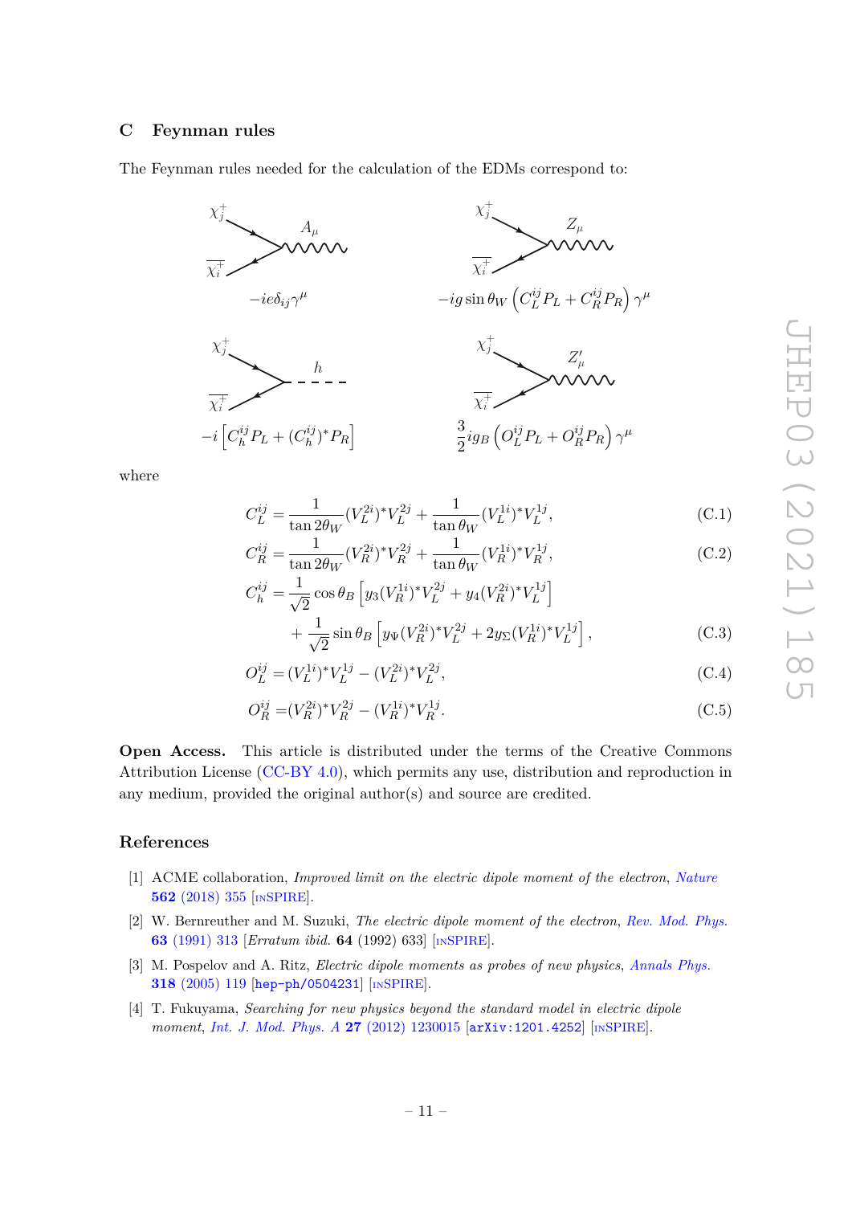## C Feynman rules

The Feynman rules needed for the calculation of the EDMs correspond to:

$\chi_j^+$, $\overline{\chi_i^+}$, $A_\mu$: $-ie\delta_{ij}\gamma^\mu$

$\chi_j^+$, $\overline{\chi_i^+}$, $Z_\mu$: $-ig\sin\theta_W\left(C_L^{ij}P_L + C_R^{ij}P_R\right)\gamma^\mu$

$\chi_j^+$, $\overline{\chi_i^+}$, $h$: $-i\left[C_h^{ij}P_L + (C_h^{ij})^*P_R\right]$

$\chi_j^+$, $\overline{\chi_i^+}$, $Z'_\mu$: $\frac{3}{2}ig_B\left(O_L^{ij}P_L + O_R^{ij}P_R\right)\gamma^\mu$

where

$$C_L^{ij} = \frac{1}{\tan 2\theta_W}(V_L^{2i})^*V_L^{2j} + \frac{1}{\tan\theta_W}(V_L^{1i})^*V_L^{1j}, \tag{C.1}$$

$$C_R^{ij} = \frac{1}{\tan 2\theta_W}(V_R^{2i})^*V_R^{2j} + \frac{1}{\tan\theta_W}(V_R^{1i})^*V_R^{1j}, \tag{C.2}$$

$$\begin{aligned} C_h^{ij} = &\frac{1}{\sqrt{2}}\cos\theta_B\left[y_3(V_R^{1i})^*V_L^{2j} + y_4(V_R^{2i})^*V_L^{1j}\right] \\ &+ \frac{1}{\sqrt{2}}\sin\theta_B\left[y_\Psi(V_R^{2i})^*V_L^{2j} + 2y_\Sigma(V_R^{1i})^*V_L^{1j}\right], \end{aligned} \tag{C.3}$$

$$O_L^{ij} = (V_L^{1i})^*V_L^{1j} - (V_L^{2i})^*V_L^{2j}, \tag{C.4}$$

$$O_R^{ij} = (V_R^{2i})^*V_R^{2j} - (V_R^{1i})^*V_R^{1j}. \tag{C.5}$$

**Open Access.** This article is distributed under the terms of the Creative Commons Attribution License (CC-BY 4.0), which permits any use, distribution and reproduction in any medium, provided the original author(s) and source are credited.

## References

[1] ACME collaboration, *Improved limit on the electric dipole moment of the electron*, *Nature* **562** (2018) 355 [INSPIRE].

[2] W. Bernreuther and M. Suzuki, *The electric dipole moment of the electron*, *Rev. Mod. Phys.* **63** (1991) 313 [*Erratum ibid.* **64** (1992) 633] [INSPIRE].

[3] M. Pospelov and A. Ritz, *Electric dipole moments as probes of new physics*, *Annals Phys.* **318** (2005) 119 [hep-ph/0504231] [INSPIRE].

[4] T. Fukuyama, *Searching for new physics beyond the standard model in electric dipole moment*, *Int. J. Mod. Phys. A* **27** (2012) 1230015 [arXiv:1201.4252] [INSPIRE].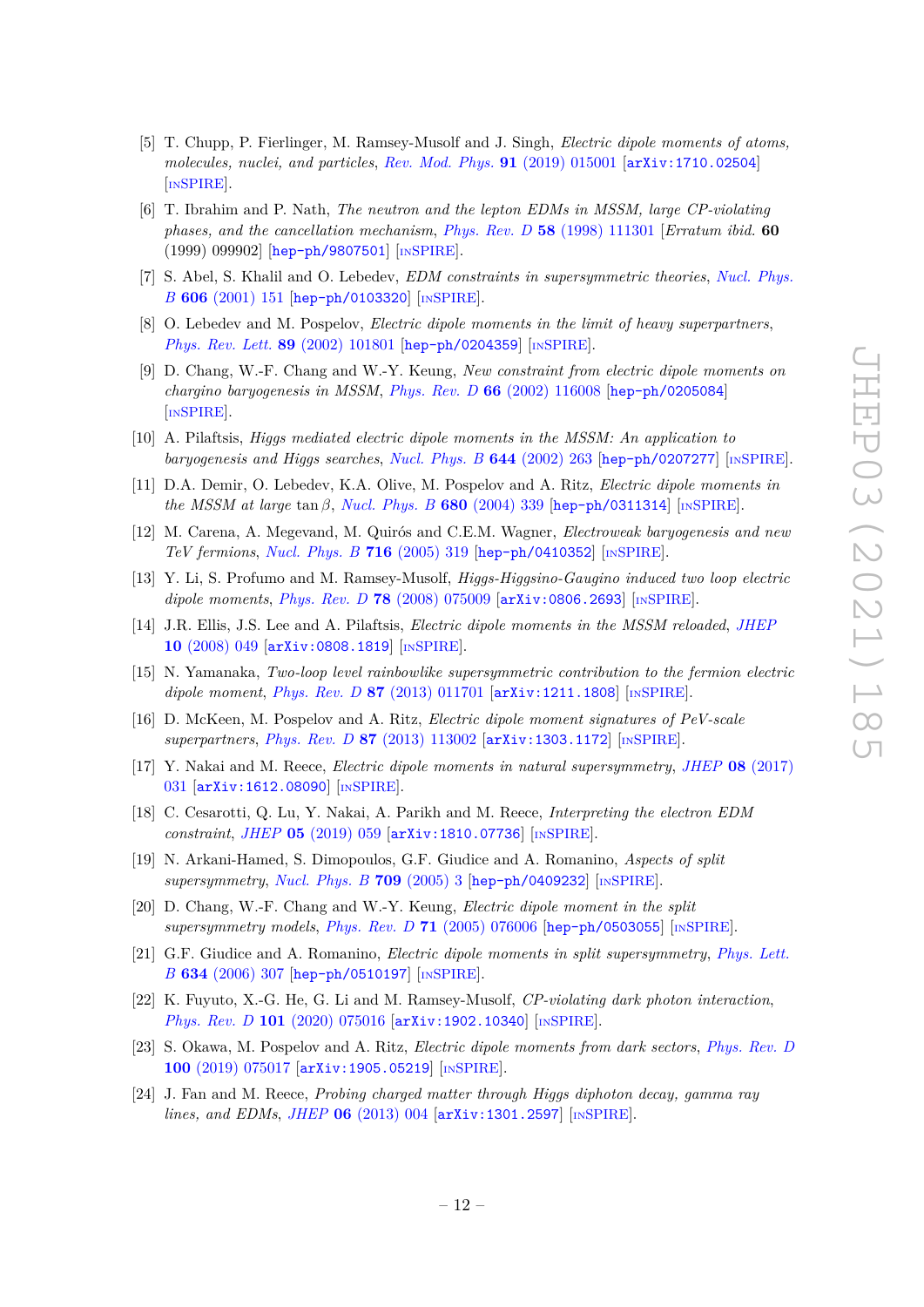- [5] T. Chupp, P. Fierlinger, M. Ramsey-Musolf and J. Singh, *Electric dipole moments of atoms, molecules, nuclei, and particles*, *Rev. Mod. Phys.* **91** (2019) 015001 [arXiv:1710.02504] [INSPIRE].
- [6] T. Ibrahim and P. Nath, *The neutron and the lepton EDMs in MSSM, large CP-violating phases, and the cancellation mechanism*, *Phys. Rev. D* **58** (1998) 111301 [*Erratum ibid.* **60** (1999) 099902] [hep-ph/9807501] [INSPIRE].
- [7] S. Abel, S. Khalil and O. Lebedev, *EDM constraints in supersymmetric theories*, *Nucl. Phys. B* **606** (2001) 151 [hep-ph/0103320] [INSPIRE].
- [8] O. Lebedev and M. Pospelov, *Electric dipole moments in the limit of heavy superpartners*, *Phys. Rev. Lett.* **89** (2002) 101801 [hep-ph/0204359] [INSPIRE].
- [9] D. Chang, W.-F. Chang and W.-Y. Keung, *New constraint from electric dipole moments on chargino baryogenesis in MSSM*, *Phys. Rev. D* **66** (2002) 116008 [hep-ph/0205084] [INSPIRE].
- [10] A. Pilaftsis, *Higgs mediated electric dipole moments in the MSSM: An application to baryogenesis and Higgs searches*, *Nucl. Phys. B* **644** (2002) 263 [hep-ph/0207277] [INSPIRE].
- [11] D.A. Demir, O. Lebedev, K.A. Olive, M. Pospelov and A. Ritz, *Electric dipole moments in the MSSM at large* $\tan\beta$, *Nucl. Phys. B* **680** (2004) 339 [hep-ph/0311314] [INSPIRE].
- [12] M. Carena, A. Megevand, M. Quirós and C.E.M. Wagner, *Electroweak baryogenesis and new TeV fermions*, *Nucl. Phys. B* **716** (2005) 319 [hep-ph/0410352] [INSPIRE].
- [13] Y. Li, S. Profumo and M. Ramsey-Musolf, *Higgs-Higgsino-Gaugino induced two loop electric dipole moments*, *Phys. Rev. D* **78** (2008) 075009 [arXiv:0806.2693] [INSPIRE].
- [14] J.R. Ellis, J.S. Lee and A. Pilaftsis, *Electric dipole moments in the MSSM reloaded*, *JHEP* **10** (2008) 049 [arXiv:0808.1819] [INSPIRE].
- [15] N. Yamanaka, *Two-loop level rainbowlike supersymmetric contribution to the fermion electric dipole moment*, *Phys. Rev. D* **87** (2013) 011701 [arXiv:1211.1808] [INSPIRE].
- [16] D. McKeen, M. Pospelov and A. Ritz, *Electric dipole moment signatures of PeV-scale superpartners*, *Phys. Rev. D* **87** (2013) 113002 [arXiv:1303.1172] [INSPIRE].
- [17] Y. Nakai and M. Reece, *Electric dipole moments in natural supersymmetry*, *JHEP* **08** (2017) 031 [arXiv:1612.08090] [INSPIRE].
- [18] C. Cesarotti, Q. Lu, Y. Nakai, A. Parikh and M. Reece, *Interpreting the electron EDM constraint*, *JHEP* **05** (2019) 059 [arXiv:1810.07736] [INSPIRE].
- [19] N. Arkani-Hamed, S. Dimopoulos, G.F. Giudice and A. Romanino, *Aspects of split supersymmetry*, *Nucl. Phys. B* **709** (2005) 3 [hep-ph/0409232] [INSPIRE].
- [20] D. Chang, W.-F. Chang and W.-Y. Keung, *Electric dipole moment in the split supersymmetry models*, *Phys. Rev. D* **71** (2005) 076006 [hep-ph/0503055] [INSPIRE].
- [21] G.F. Giudice and A. Romanino, *Electric dipole moments in split supersymmetry*, *Phys. Lett. B* **634** (2006) 307 [hep-ph/0510197] [INSPIRE].
- [22] K. Fuyuto, X.-G. He, G. Li and M. Ramsey-Musolf, *CP-violating dark photon interaction*, *Phys. Rev. D* **101** (2020) 075016 [arXiv:1902.10340] [INSPIRE].
- [23] S. Okawa, M. Pospelov and A. Ritz, *Electric dipole moments from dark sectors*, *Phys. Rev. D* **100** (2019) 075017 [arXiv:1905.05219] [INSPIRE].
- [24] J. Fan and M. Reece, *Probing charged matter through Higgs diphoton decay, gamma ray lines, and EDMs*, *JHEP* **06** (2013) 004 [arXiv:1301.2597] [INSPIRE].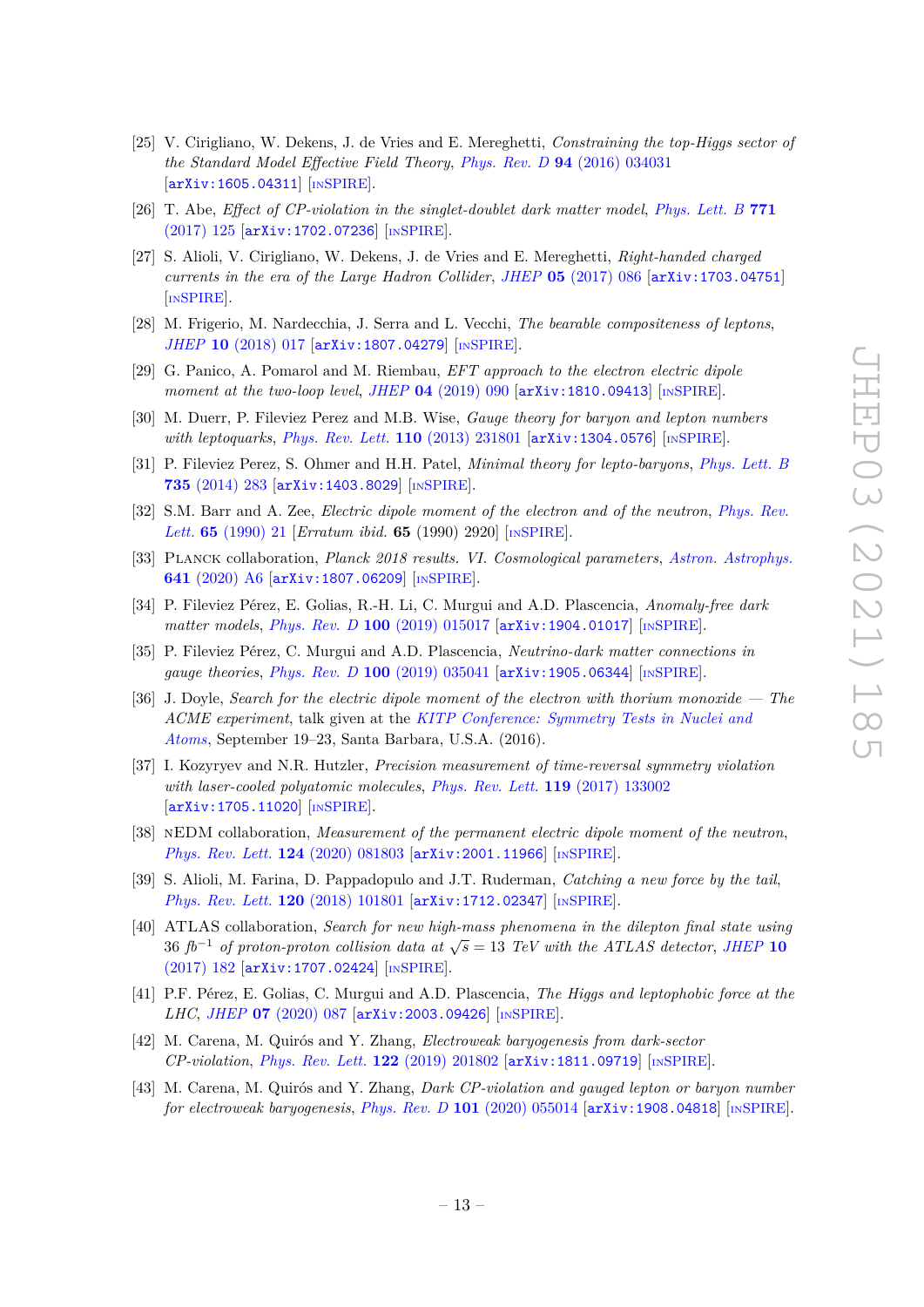[25] V. Cirigliano, W. Dekens, J. de Vries and E. Mereghetti, *Constraining the top-Higgs sector of the Standard Model Effective Field Theory*, *Phys. Rev. D* **94** (2016) 034031 [arXiv:1605.04311] [INSPIRE].

[26] T. Abe, *Effect of CP-violation in the singlet-doublet dark matter model*, *Phys. Lett. B* **771** (2017) 125 [arXiv:1702.07236] [INSPIRE].

[27] S. Alioli, V. Cirigliano, W. Dekens, J. de Vries and E. Mereghetti, *Right-handed charged currents in the era of the Large Hadron Collider*, *JHEP* **05** (2017) 086 [arXiv:1703.04751] [INSPIRE].

[28] M. Frigerio, M. Nardecchia, J. Serra and L. Vecchi, *The bearable compositeness of leptons*, *JHEP* **10** (2018) 017 [arXiv:1807.04279] [INSPIRE].

[29] G. Panico, A. Pomarol and M. Riembau, *EFT approach to the electron electric dipole moment at the two-loop level*, *JHEP* **04** (2019) 090 [arXiv:1810.09413] [INSPIRE].

[30] M. Duerr, P. Fileviez Perez and M.B. Wise, *Gauge theory for baryon and lepton numbers with leptoquarks*, *Phys. Rev. Lett.* **110** (2013) 231801 [arXiv:1304.0576] [INSPIRE].

[31] P. Fileviez Perez, S. Ohmer and H.H. Patel, *Minimal theory for lepto-baryons*, *Phys. Lett. B* **735** (2014) 283 [arXiv:1403.8029] [INSPIRE].

[32] S.M. Barr and A. Zee, *Electric dipole moment of the electron and of the neutron*, *Phys. Rev. Lett.* **65** (1990) 21 [*Erratum ibid.* **65** (1990) 2920] [INSPIRE].

[33] Planck collaboration, *Planck 2018 results. VI. Cosmological parameters*, *Astron. Astrophys.* **641** (2020) A6 [arXiv:1807.06209] [INSPIRE].

[34] P. Fileviez Pérez, E. Golias, R.-H. Li, C. Murgui and A.D. Plascencia, *Anomaly-free dark matter models*, *Phys. Rev. D* **100** (2019) 015017 [arXiv:1904.01017] [INSPIRE].

[35] P. Fileviez Pérez, C. Murgui and A.D. Plascencia, *Neutrino-dark matter connections in gauge theories*, *Phys. Rev. D* **100** (2019) 035041 [arXiv:1905.06344] [INSPIRE].

[36] J. Doyle, *Search for the electric dipole moment of the electron with thorium monoxide — The ACME experiment*, talk given at the *KITP Conference: Symmetry Tests in Nuclei and Atoms*, September 19–23, Santa Barbara, U.S.A. (2016).

[37] I. Kozyryev and N.R. Hutzler, *Precision measurement of time-reversal symmetry violation with laser-cooled polyatomic molecules*, *Phys. Rev. Lett.* **119** (2017) 133002 [arXiv:1705.11020] [INSPIRE].

[38] nEDM collaboration, *Measurement of the permanent electric dipole moment of the neutron*, *Phys. Rev. Lett.* **124** (2020) 081803 [arXiv:2001.11966] [INSPIRE].

[39] S. Alioli, M. Farina, D. Pappadopulo and J.T. Ruderman, *Catching a new force by the tail*, *Phys. Rev. Lett.* **120** (2018) 101801 [arXiv:1712.02347] [INSPIRE].

[40] ATLAS collaboration, *Search for new high-mass phenomena in the dilepton final state using 36 $fb^{-1}$ of proton-proton collision data at $\sqrt{s} = 13$ TeV with the ATLAS detector*, *JHEP* **10** (2017) 182 [arXiv:1707.02424] [INSPIRE].

[41] P.F. Pérez, E. Golias, C. Murgui and A.D. Plascencia, *The Higgs and leptophobic force at the LHC*, *JHEP* **07** (2020) 087 [arXiv:2003.09426] [INSPIRE].

[42] M. Carena, M. Quirós and Y. Zhang, *Electroweak baryogenesis from dark-sector CP-violation*, *Phys. Rev. Lett.* **122** (2019) 201802 [arXiv:1811.09719] [INSPIRE].

[43] M. Carena, M. Quirós and Y. Zhang, *Dark CP-violation and gauged lepton or baryon number for electroweak baryogenesis*, *Phys. Rev. D* **101** (2020) 055014 [arXiv:1908.04818] [INSPIRE].